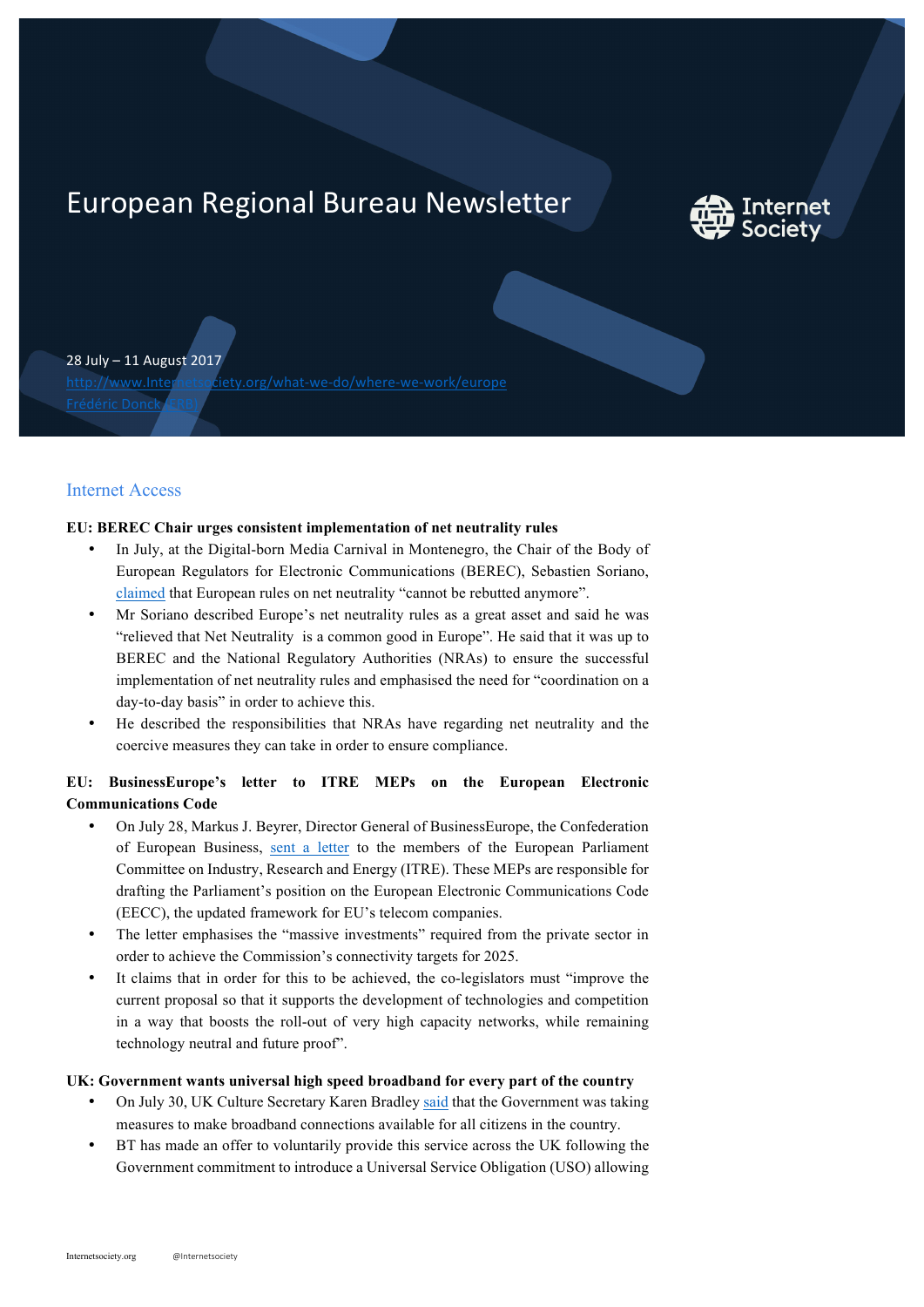# European Regional Bureau Newsletter

28 July – 11 August 2017
http://www.Internetsociety.org/what-we-do/where-we-work/europe
Frédéric Donck (ERB)

## Internet Access

**EU: BEREC Chair urges consistent implementation of net neutrality rules**

- In July, at the Digital-born Media Carnival in Montenegro, the Chair of the Body of European Regulators for Electronic Communications (BEREC), Sebastien Soriano, claimed that European rules on net neutrality "cannot be rebutted anymore".
- Mr Soriano described Europe's net neutrality rules as a great asset and said he was "relieved that Net Neutrality is a common good in Europe". He said that it was up to BEREC and the National Regulatory Authorities (NRAs) to ensure the successful implementation of net neutrality rules and emphasised the need for "coordination on a day-to-day basis" in order to achieve this.
- He described the responsibilities that NRAs have regarding net neutrality and the coercive measures they can take in order to ensure compliance.

**EU: BusinessEurope's letter to ITRE MEPs on the European Electronic Communications Code**

- On July 28, Markus J. Beyrer, Director General of BusinessEurope, the Confederation of European Business, sent a letter to the members of the European Parliament Committee on Industry, Research and Energy (ITRE). These MEPs are responsible for drafting the Parliament's position on the European Electronic Communications Code (EECC), the updated framework for EU's telecom companies.
- The letter emphasises the "massive investments" required from the private sector in order to achieve the Commission's connectivity targets for 2025.
- It claims that in order for this to be achieved, the co-legislators must "improve the current proposal so that it supports the development of technologies and competition in a way that boosts the roll-out of very high capacity networks, while remaining technology neutral and future proof".

**UK: Government wants universal high speed broadband for every part of the country**

- On July 30, UK Culture Secretary Karen Bradley said that the Government was taking measures to make broadband connections available for all citizens in the country.
- BT has made an offer to voluntarily provide this service across the UK following the Government commitment to introduce a Universal Service Obligation (USO) allowing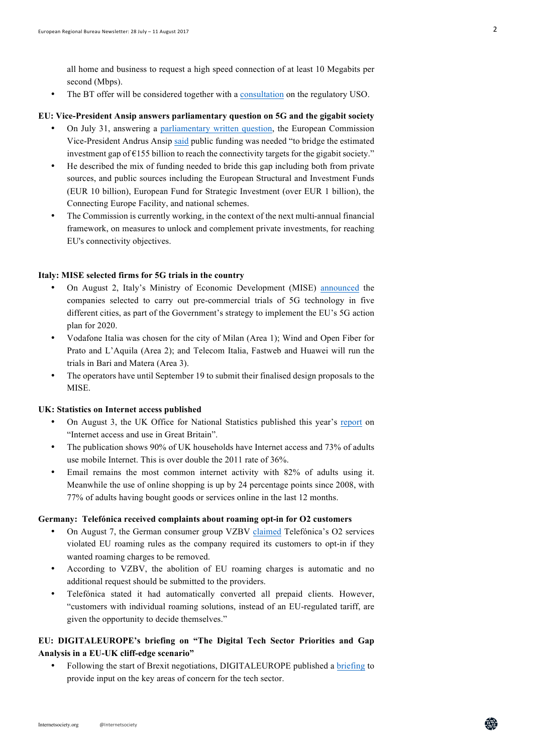all home and business to request a high speed connection of at least 10 Megabits per second (Mbps).

- The BT offer will be considered together with a consultation on the regulatory USO.

**EU: Vice-President Ansip answers parliamentary question on 5G and the gigabit society**

- On July 31, answering a parliamentary written question, the European Commission Vice-President Andrus Ansip said public funding was needed "to bridge the estimated investment gap of €155 billion to reach the connectivity targets for the gigabit society."
- He described the mix of funding needed to bride this gap including both from private sources, and public sources including the European Structural and Investment Funds (EUR 10 billion), European Fund for Strategic Investment (over EUR 1 billion), the Connecting Europe Facility, and national schemes.
- The Commission is currently working, in the context of the next multi-annual financial framework, on measures to unlock and complement private investments, for reaching EU's connectivity objectives.

**Italy: MISE selected firms for 5G trials in the country**

- On August 2, Italy's Ministry of Economic Development (MISE) announced the companies selected to carry out pre-commercial trials of 5G technology in five different cities, as part of the Government's strategy to implement the EU's 5G action plan for 2020.
- Vodafone Italia was chosen for the city of Milan (Area 1); Wind and Open Fiber for Prato and L'Aquila (Area 2); and Telecom Italia, Fastweb and Huawei will run the trials in Bari and Matera (Area 3).
- The operators have until September 19 to submit their finalised design proposals to the MISE.

**UK: Statistics on Internet access published**

- On August 3, the UK Office for National Statistics published this year's report on "Internet access and use in Great Britain".
- The publication shows 90% of UK households have Internet access and 73% of adults use mobile Internet. This is over double the 2011 rate of 36%.
- Email remains the most common internet activity with 82% of adults using it. Meanwhile the use of online shopping is up by 24 percentage points since 2008, with 77% of adults having bought goods or services online in the last 12 months.

**Germany: Telefónica received complaints about roaming opt-in for O2 customers**

- On August 7, the German consumer group VZBV claimed Telefónica's O2 services violated EU roaming rules as the company required its customers to opt-in if they wanted roaming charges to be removed.
- According to VZBV, the abolition of EU roaming charges is automatic and no additional request should be submitted to the providers.
- Telefónica stated it had automatically converted all prepaid clients. However, "customers with individual roaming solutions, instead of an EU-regulated tariff, are given the opportunity to decide themselves."

**EU: DIGITALEUROPE's briefing on "The Digital Tech Sector Priorities and Gap Analysis in a EU-UK cliff-edge scenario"**

- Following the start of Brexit negotiations, DIGITALEUROPE published a briefing to provide input on the key areas of concern for the tech sector.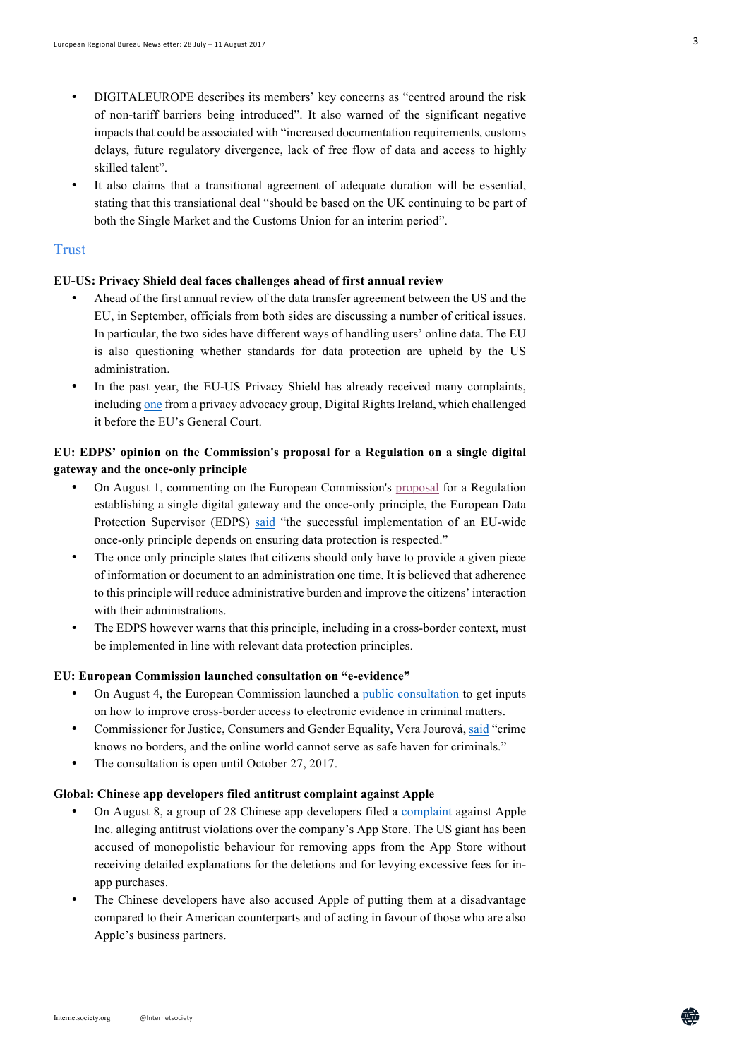- DIGITALEUROPE describes its members' key concerns as "centred around the risk of non-tariff barriers being introduced". It also warned of the significant negative impacts that could be associated with "increased documentation requirements, customs delays, future regulatory divergence, lack of free flow of data and access to highly skilled talent".
- It also claims that a transitional agreement of adequate duration will be essential, stating that this transiational deal "should be based on the UK continuing to be part of both the Single Market and the Customs Union for an interim period".

## Trust

**EU-US: Privacy Shield deal faces challenges ahead of first annual review**

- Ahead of the first annual review of the data transfer agreement between the US and the EU, in September, officials from both sides are discussing a number of critical issues. In particular, the two sides have different ways of handling users' online data. The EU is also questioning whether standards for data protection are upheld by the US administration.
- In the past year, the EU-US Privacy Shield has already received many complaints, including one from a privacy advocacy group, Digital Rights Ireland, which challenged it before the EU's General Court.

**EU: EDPS' opinion on the Commission's proposal for a Regulation on a single digital gateway and the once-only principle**

- On August 1, commenting on the European Commission's proposal for a Regulation establishing a single digital gateway and the once-only principle, the European Data Protection Supervisor (EDPS) said "the successful implementation of an EU-wide once-only principle depends on ensuring data protection is respected."
- The once only principle states that citizens should only have to provide a given piece of information or document to an administration one time. It is believed that adherence to this principle will reduce administrative burden and improve the citizens' interaction with their administrations.
- The EDPS however warns that this principle, including in a cross-border context, must be implemented in line with relevant data protection principles.

**EU: European Commission launched consultation on "e-evidence"**

- On August 4, the European Commission launched a public consultation to get inputs on how to improve cross-border access to electronic evidence in criminal matters.
- Commissioner for Justice, Consumers and Gender Equality, Vera Jourová, said "crime knows no borders, and the online world cannot serve as safe haven for criminals."
- The consultation is open until October 27, 2017.

**Global: Chinese app developers filed antitrust complaint against Apple**

- On August 8, a group of 28 Chinese app developers filed a complaint against Apple Inc. alleging antitrust violations over the company's App Store. The US giant has been accused of monopolistic behaviour for removing apps from the App Store without receiving detailed explanations for the deletions and for levying excessive fees for in-app purchases.
- The Chinese developers have also accused Apple of putting them at a disadvantage compared to their American counterparts and of acting in favour of those who are also Apple's business partners.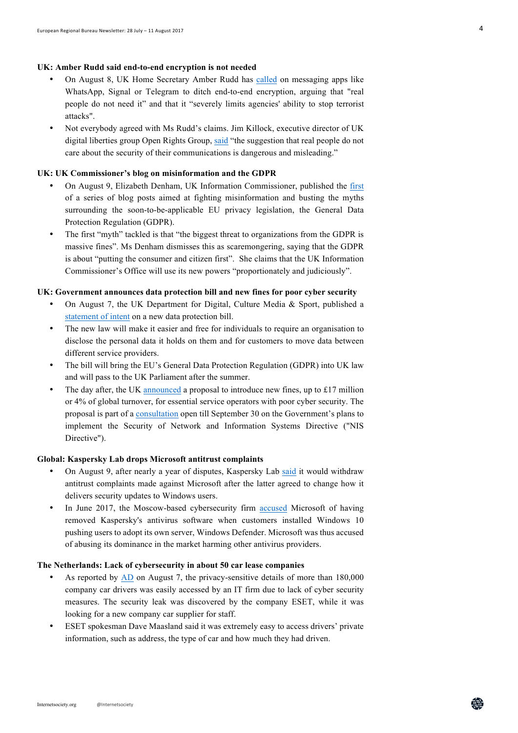**UK: Amber Rudd said end-to-end encryption is not needed**

- On August 8, UK Home Secretary Amber Rudd has called on messaging apps like WhatsApp, Signal or Telegram to ditch end-to-end encryption, arguing that "real people do not need it" and that it "severely limits agencies' ability to stop terrorist attacks".
- Not everybody agreed with Ms Rudd's claims. Jim Killock, executive director of UK digital liberties group Open Rights Group, said "the suggestion that real people do not care about the security of their communications is dangerous and misleading."

**UK: UK Commissioner's blog on misinformation and the GDPR**

- On August 9, Elizabeth Denham, UK Information Commissioner, published the first of a series of blog posts aimed at fighting misinformation and busting the myths surrounding the soon-to-be-applicable EU privacy legislation, the General Data Protection Regulation (GDPR).
- The first "myth" tackled is that "the biggest threat to organizations from the GDPR is massive fines". Ms Denham dismisses this as scaremongering, saying that the GDPR is about "putting the consumer and citizen first". She claims that the UK Information Commissioner's Office will use its new powers "proportionately and judiciously".

**UK: Government announces data protection bill and new fines for poor cyber security**

- On August 7, the UK Department for Digital, Culture Media & Sport, published a statement of intent on a new data protection bill.
- The new law will make it easier and free for individuals to require an organisation to disclose the personal data it holds on them and for customers to move data between different service providers.
- The bill will bring the EU's General Data Protection Regulation (GDPR) into UK law and will pass to the UK Parliament after the summer.
- The day after, the UK announced a proposal to introduce new fines, up to £17 million or 4% of global turnover, for essential service operators with poor cyber security. The proposal is part of a consultation open till September 30 on the Government's plans to implement the Security of Network and Information Systems Directive ("NIS Directive").

**Global: Kaspersky Lab drops Microsoft antitrust complaints**

- On August 9, after nearly a year of disputes, Kaspersky Lab said it would withdraw antitrust complaints made against Microsoft after the latter agreed to change how it delivers security updates to Windows users.
- In June 2017, the Moscow-based cybersecurity firm accused Microsoft of having removed Kaspersky's antivirus software when customers installed Windows 10 pushing users to adopt its own server, Windows Defender. Microsoft was thus accused of abusing its dominance in the market harming other antivirus providers.

**The Netherlands: Lack of cybersecurity in about 50 car lease companies**

- As reported by AD on August 7, the privacy-sensitive details of more than 180,000 company car drivers was easily accessed by an IT firm due to lack of cyber security measures. The security leak was discovered by the company ESET, while it was looking for a new company car supplier for staff.
- ESET spokesman Dave Maasland said it was extremely easy to access drivers' private information, such as address, the type of car and how much they had driven.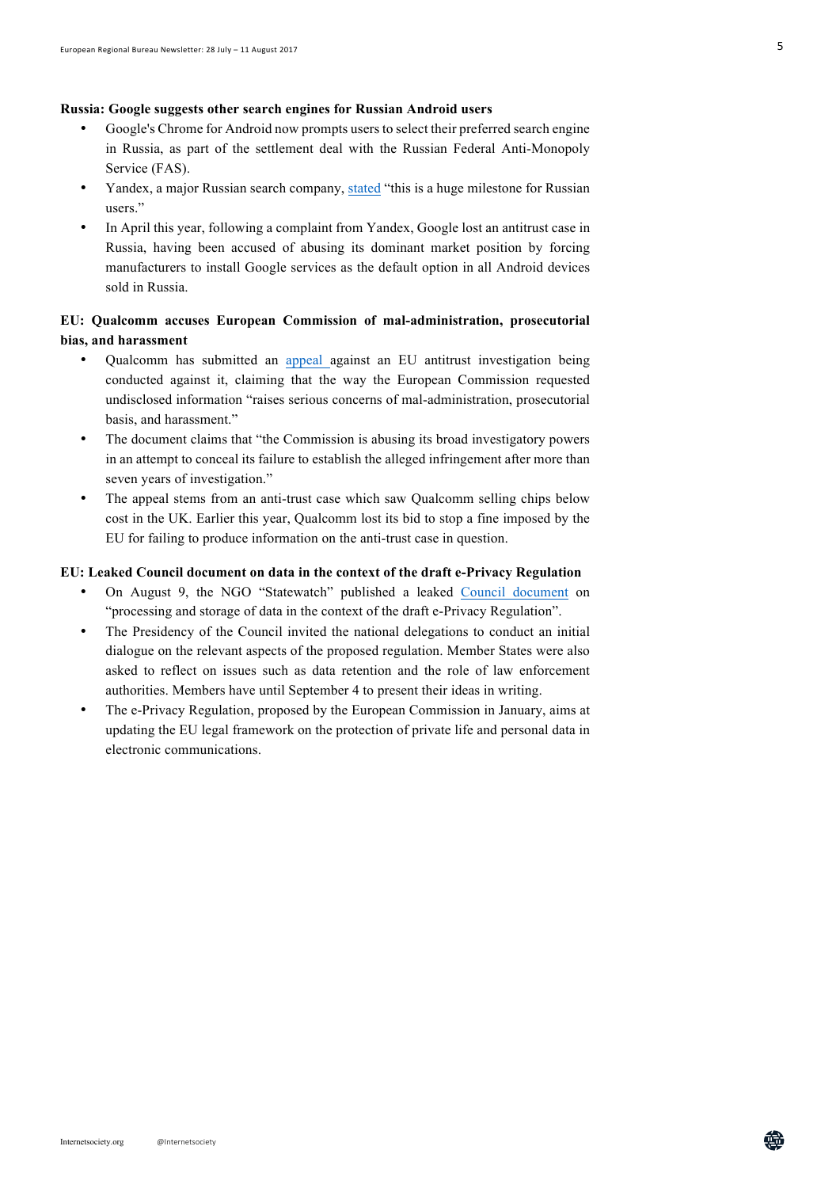**Russia: Google suggests other search engines for Russian Android users**

- Google's Chrome for Android now prompts users to select their preferred search engine in Russia, as part of the settlement deal with the Russian Federal Anti-Monopoly Service (FAS).
- Yandex, a major Russian search company, stated "this is a huge milestone for Russian users."
- In April this year, following a complaint from Yandex, Google lost an antitrust case in Russia, having been accused of abusing its dominant market position by forcing manufacturers to install Google services as the default option in all Android devices sold in Russia.

**EU: Qualcomm accuses European Commission of mal-administration, prosecutorial bias, and harassment**

- Qualcomm has submitted an appeal against an EU antitrust investigation being conducted against it, claiming that the way the European Commission requested undisclosed information "raises serious concerns of mal-administration, prosecutorial basis, and harassment."
- The document claims that "the Commission is abusing its broad investigatory powers in an attempt to conceal its failure to establish the alleged infringement after more than seven years of investigation."
- The appeal stems from an anti-trust case which saw Qualcomm selling chips below cost in the UK. Earlier this year, Qualcomm lost its bid to stop a fine imposed by the EU for failing to produce information on the anti-trust case in question.

**EU: Leaked Council document on data in the context of the draft e-Privacy Regulation**

- On August 9, the NGO "Statewatch" published a leaked Council document on "processing and storage of data in the context of the draft e-Privacy Regulation".
- The Presidency of the Council invited the national delegations to conduct an initial dialogue on the relevant aspects of the proposed regulation. Member States were also asked to reflect on issues such as data retention and the role of law enforcement authorities. Members have until September 4 to present their ideas in writing.
- The e-Privacy Regulation, proposed by the European Commission in January, aims at updating the EU legal framework on the protection of private life and personal data in electronic communications.